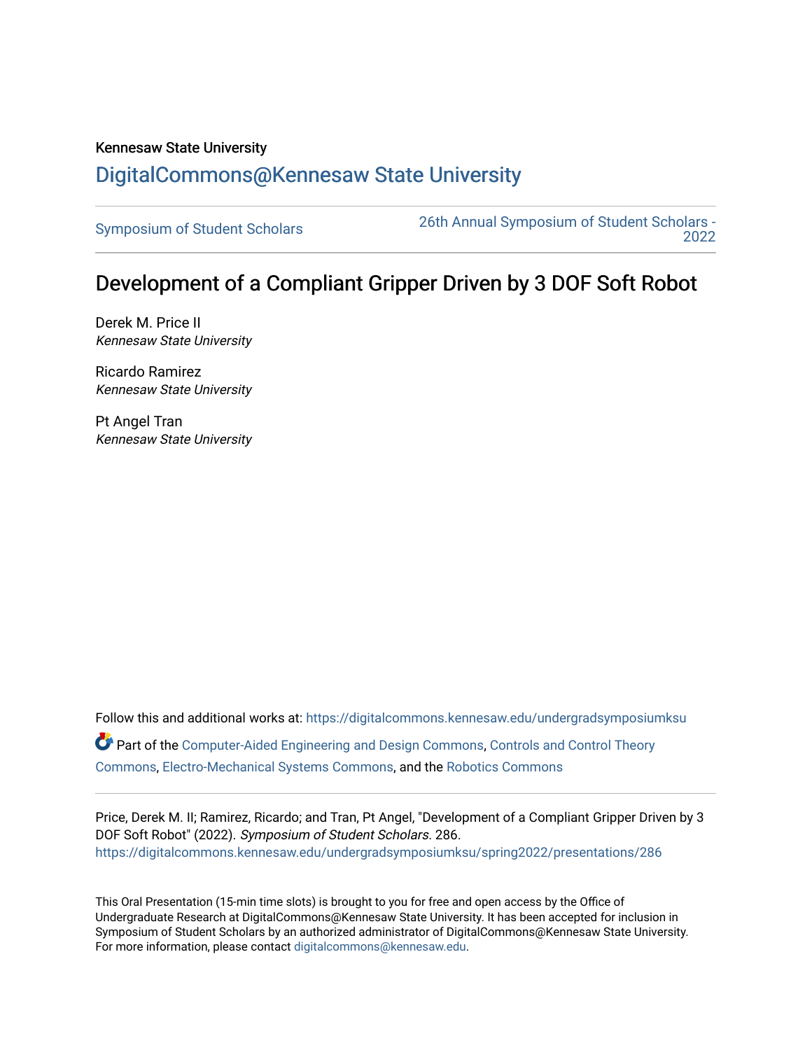Kennesaw State University

# DigitalCommons@Kennesaw State University

Symposium of Student Scholars

26th Annual Symposium of Student Scholars - 2022

## Development of a Compliant Gripper Driven by 3 DOF Soft Robot

Derek M. Price II
*Kennesaw State University*

Ricardo Ramirez
*Kennesaw State University*

Pt Angel Tran
*Kennesaw State University*

Follow this and additional works at: https://digitalcommons.kennesaw.edu/undergradsymposiumksu

Part of the Computer-Aided Engineering and Design Commons, Controls and Control Theory Commons, Electro-Mechanical Systems Commons, and the Robotics Commons

Price, Derek M. II; Ramirez, Ricardo; and Tran, Pt Angel, "Development of a Compliant Gripper Driven by 3 DOF Soft Robot" (2022). *Symposium of Student Scholars*. 286.
https://digitalcommons.kennesaw.edu/undergradsymposiumksu/spring2022/presentations/286

This Oral Presentation (15-min time slots) is brought to you for free and open access by the Office of Undergraduate Research at DigitalCommons@Kennesaw State University. It has been accepted for inclusion in Symposium of Student Scholars by an authorized administrator of DigitalCommons@Kennesaw State University. For more information, please contact digitalcommons@kennesaw.edu.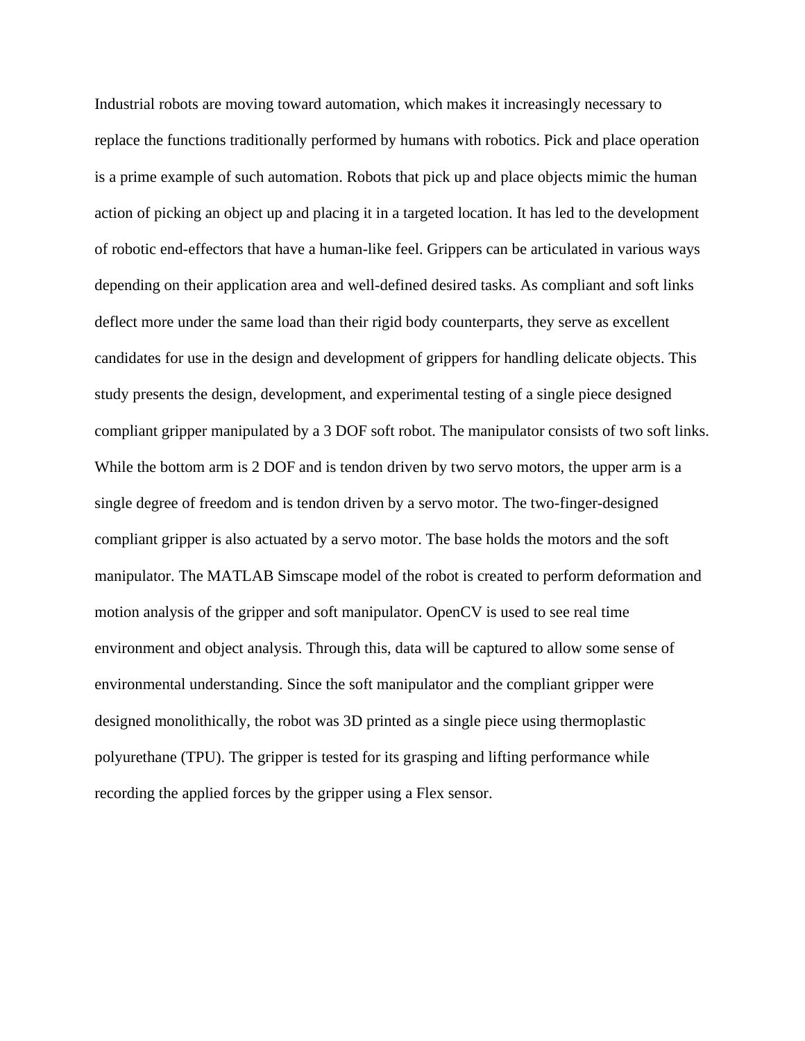Industrial robots are moving toward automation, which makes it increasingly necessary to replace the functions traditionally performed by humans with robotics. Pick and place operation is a prime example of such automation. Robots that pick up and place objects mimic the human action of picking an object up and placing it in a targeted location. It has led to the development of robotic end-effectors that have a human-like feel. Grippers can be articulated in various ways depending on their application area and well-defined desired tasks. As compliant and soft links deflect more under the same load than their rigid body counterparts, they serve as excellent candidates for use in the design and development of grippers for handling delicate objects. This study presents the design, development, and experimental testing of a single piece designed compliant gripper manipulated by a 3 DOF soft robot. The manipulator consists of two soft links. While the bottom arm is 2 DOF and is tendon driven by two servo motors, the upper arm is a single degree of freedom and is tendon driven by a servo motor. The two-finger-designed compliant gripper is also actuated by a servo motor. The base holds the motors and the soft manipulator. The MATLAB Simscape model of the robot is created to perform deformation and motion analysis of the gripper and soft manipulator. OpenCV is used to see real time environment and object analysis. Through this, data will be captured to allow some sense of environmental understanding. Since the soft manipulator and the compliant gripper were designed monolithically, the robot was 3D printed as a single piece using thermoplastic polyurethane (TPU). The gripper is tested for its grasping and lifting performance while recording the applied forces by the gripper using a Flex sensor.